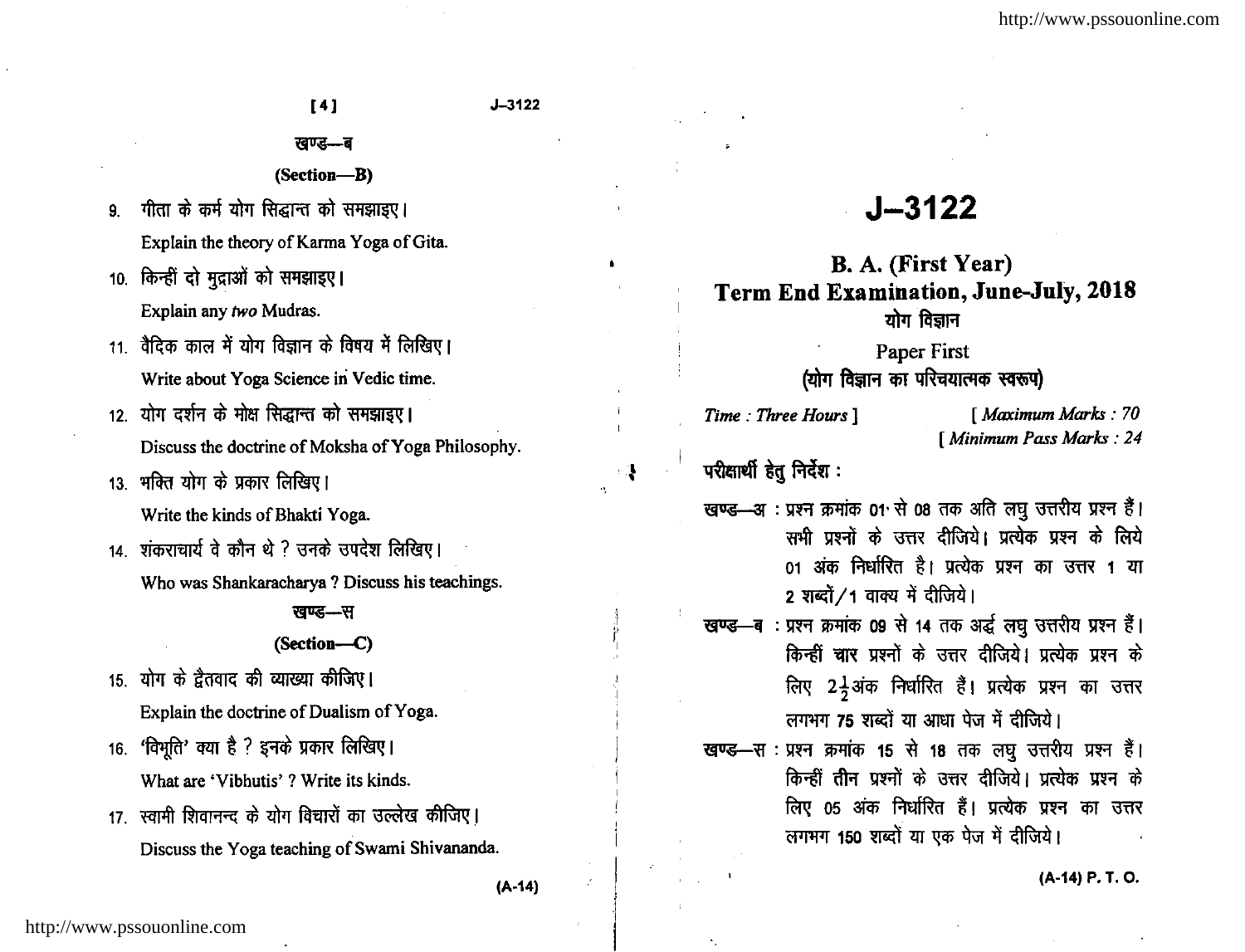# J–3122

## B. A. (First Year)

## Term End Examination, June-July, 2018

### योग विज्ञान

Paper First

**(योग विज्ञान का परिचयात्मक स्वरूप)**

*Time : Three Hours* ] [ *Maximum Marks : 70*

[ *Minimum Pass Marks : 24*

**परीक्षार्थी हेतु निर्देश :**

**खण्ड—अ** : प्रश्न क्रमांक 01 से 08 तक अति लघु उत्तरीय प्रश्न हैं। सभी प्रश्नों के उत्तर दीजिये। प्रत्येक प्रश्न के लिये 01 अंक निर्धारित है। प्रत्येक प्रश्न का उत्तर 1 या 2 शब्दों/1 वाक्य में दीजिये।

**खण्ड—ब** : प्रश्न क्रमांक 09 से 14 तक अर्द्ध लघु उत्तरीय प्रश्न हैं। किन्हीं चार प्रश्नों के उत्तर दीजिये। प्रत्येक प्रश्न के लिए $2\frac{1}{2}$ अंक निर्धारित हैं। प्रत्येक प्रश्न का उत्तर लगभग 75 शब्दों या आधा पेज में दीजिये।

**खण्ड—स** : प्रश्न क्रमांक 15 से 18 तक लघु उत्तरीय प्रश्न हैं। किन्हीं तीन प्रश्नों के उत्तर दीजिये। प्रत्येक प्रश्न के लिए 05 अंक निर्धारित हैं। प्रत्येक प्रश्न का उत्तर लगभग 150 शब्दों या एक पेज में दीजिये।

P. T. O.

## खण्ड—ब

## (Section—B)

9. गीता के कर्म योग सिद्धान्त को समझाइए।

   Explain the theory of Karma Yoga of Gita.

10. किन्हीं दो मुद्राओं को समझाइए।

    Explain any *two* Mudras.

11. वैदिक काल में योग विज्ञान के विषय में लिखिए।

    Write about Yoga Science in Vedic time.

12. योग दर्शन के मोक्ष सिद्धान्त को समझाइए।

    Discuss the doctrine of Moksha of Yoga Philosophy.

13. भक्ति योग के प्रकार लिखिए।

    Write the kinds of Bhakti Yoga.

14. शंकराचार्य वे कौन थे ? उनके उपदेश लिखिए।

    Who was Shankaracharya ? Discuss his teachings.

## खण्ड—स

## (Section—C)

15. योग के द्वैतवाद की व्याख्या कीजिए।

    Explain the doctrine of Dualism of Yoga.

16. 'विभूति' क्या है ? इनके प्रकार लिखिए।

    What are 'Vibhutis' ? Write its kinds.

17. स्वामी शिवानन्द के योग विचारों का उल्लेख कीजिए।

    Discuss the Yoga teaching of Swami Shivananda.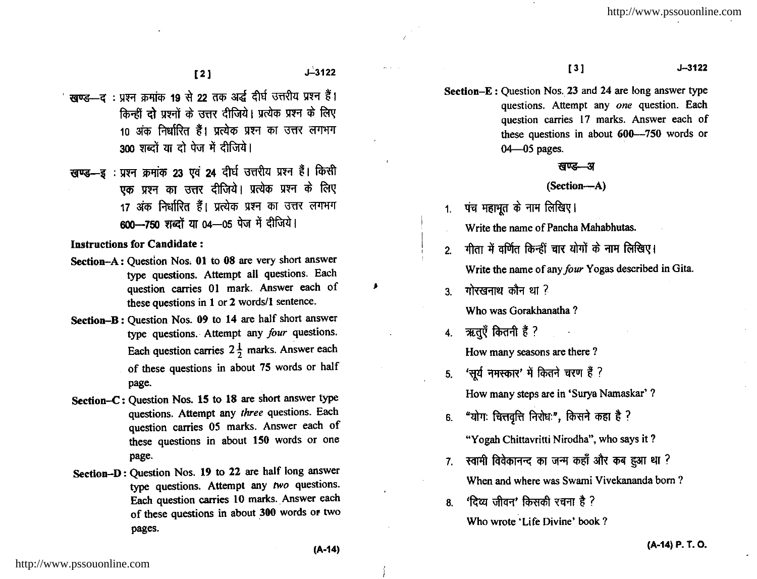**खण्ड—द :** प्रश्न क्रमांक 19 से 22 तक अर्द्ध दीर्घ उत्तरीय प्रश्न हैं। किन्हीं **दो** प्रश्नों के उत्तर दीजिये। प्रत्येक प्रश्न के लिए 10 अंक निर्धारित हैं। प्रत्येक प्रश्न का उत्तर लगभग **300** शब्दों या दो पेज में दीजिये।

**खण्ड—इ :** प्रश्न क्रमांक **23** एवं **24** दीर्घ उत्तरीय प्रश्न हैं। किसी एक प्रश्न का उत्तर दीजिये। प्रत्येक प्रश्न के लिए 17 अंक निर्धारित हैं। प्रत्येक प्रश्न का उत्तर लगभग **600—750** शब्दों या 04—05 पेज में दीजिये।

**Instructions for Candidate :**

**Section–A :** Question Nos. **01** to **08** are very short answer type questions. Attempt all questions. Each question carries 01 mark. Answer each of these questions in **1** or **2** words/**1** sentence.

**Section–B :** Question Nos. **09** to **14** are half short answer type questions. Attempt any *four* questions. Each question carries $2\frac{1}{2}$ marks. Answer each of these questions in about **75** words or half page.

**Section–C :** Question Nos. **15** to **18** are short answer type questions. Attempt any *three* questions. Each question carries 05 marks. Answer each of these questions in about **150** words or one page.

**Section–D :** Question Nos. **19** to **22** are half long answer type questions. Attempt any *two* questions. Each question carries 10 marks. Answer each of these questions in about **300** words or two pages.

**Section–E :** Question Nos. **23** and **24** are long answer type questions. Attempt any *one* question. Each question carries 17 marks. Answer each of these questions in about **600—750** words or 04—05 pages.

## खण्ड—अ

## (Section—A)

1. पंच महाभूत के नाम लिखिए।

   Write the name of Pancha Mahabhutas.

2. गीता में वर्णित किन्हीं चार योगों के नाम लिखिए।

   Write the name of any *four* Yogas described in Gita.

3. गोरखनाथ कौन था ?

   Who was Gorakhanatha ?

4. ऋतुएँ कितनी हैं ?

   How many seasons are there ?

5. 'सूर्य नमस्कार' में कितने चरण हैं ?

   How many steps are in 'Surya Namaskar' ?

6. "योगः चित्तवृत्ति निरोधः", किसने कहा है ?

   "Yogah Chittavritti Nirodha", who says it ?

7. स्वामी विवेकानन्द का जन्म कहाँ और कब हुआ था ?

   When and where was Swami Vivekananda born ?

8. 'दिव्य जीवन' किसकी रचना है ?

   Who wrote 'Life Divine' book ?

(A-14) P. T. O.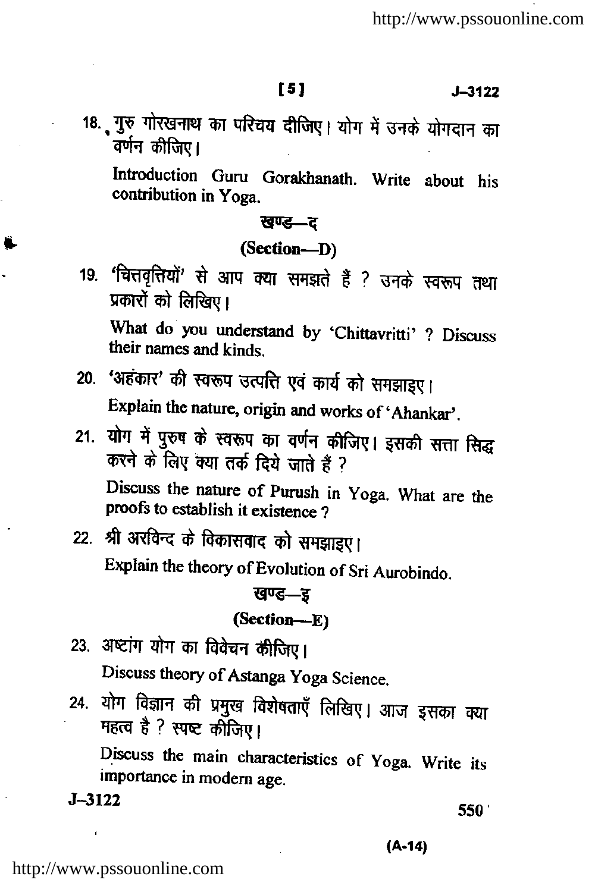18. गुरु गोरखनाथ का परिचय दीजिए। योग में उनके योगदान का वर्णन कीजिए।

Introduction Guru Gorakhanath. Write about his contribution in Yoga.

## खण्ड—द

## (Section—D)

19. 'चित्तवृत्तियों' से आप क्या समझते हैं ? उनके स्वरूप तथा प्रकारों को लिखिए।

What do you understand by 'Chittavritti' ? Discuss their names and kinds.

20. 'अहंकार' की स्वरूप उत्पत्ति एवं कार्य को समझाइए।

Explain the nature, origin and works of 'Ahankar'.

21. योग में पुरुष के स्वरूप का वर्णन कीजिए। इसकी सत्ता सिद्ध करने के लिए क्या तर्क दिये जाते हैं ?

Discuss the nature of Purush in Yoga. What are the proofs to establish it existence ?

22. श्री अरविन्द के विकासवाद को समझाइए।

Explain the theory of Evolution of Sri Aurobindo.

## खण्ड—इ

## (Section—E)

23. अष्टांग योग का विवेचन कीजिए।

Discuss theory of Astanga Yoga Science.

24. योग विज्ञान की प्रमुख विशेषताएँ लिखिए। आज इसका क्या महत्व है ? स्पष्ट कीजिए।

Discuss the main characteristics of Yoga. Write its importance in modern age.

J–3122 550

(A-14)